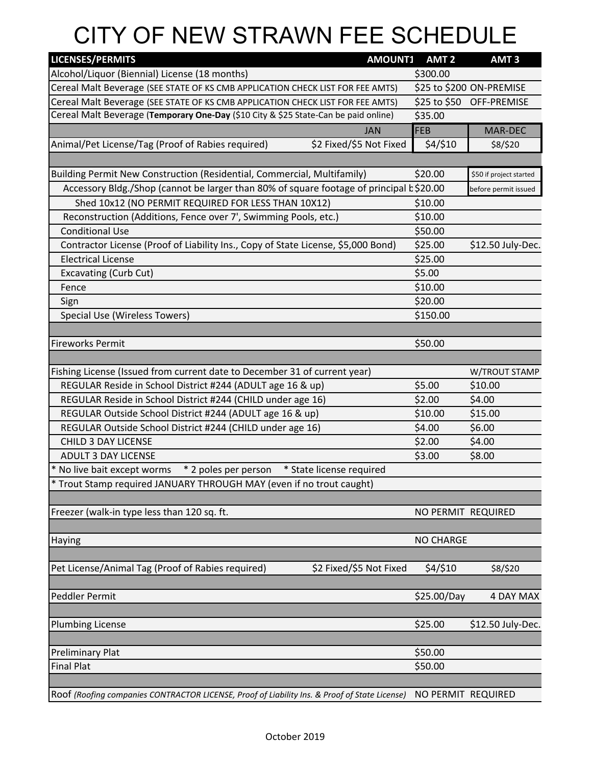# CITY OF NEW STRAWN FEE SCHEDULE

| LICENSES/PERMITS | AMOUNT1 | AMT 2 | AMT 3 |
|---|---|---|---|
| Alcohol/Liquor (Biennial) License (18 months) | | $300.00 | |
| Cereal Malt Beverage (SEE STATE OF KS CMB APPLICATION CHECK LIST FOR FEE AMTS) | | $25 to $200 | ON-PREMISE |
| Cereal Malt Beverage (SEE STATE OF KS CMB APPLICATION CHECK LIST FOR FEE AMTS) | | $25 to $50 | OFF-PREMISE |
| Cereal Malt Beverage (**Temporary One-Day** ($10 City & $25 State-Can be paid online) | | $35.00 | |
| | JAN | FEB | MAR-DEC |
| Animal/Pet License/Tag (Proof of Rabies required) | $2 Fixed/$5 Not Fixed | $4/$10 | $8/$20 |
| | | | |
| Building Permit New Construction (Residential, Commercial, Multifamily) | | $20.00 | $50 if project started |
| Accessory Bldg./Shop (cannot be larger than 80% of square footage of principal b | | $20.00 | before permit issued |
| Shed 10x12 (NO PERMIT REQUIRED FOR LESS THAN 10X12) | | $10.00 | |
| Reconstruction (Additions, Fence over 7', Swimming Pools, etc.) | | $10.00 | |
| Conditional Use | | $50.00 | |
| Contractor License (Proof of Liability Ins., Copy of State License, $5,000 Bond) | | $25.00 | $12.50 July-Dec. |
| Electrical License | | $25.00 | |
| Excavating (Curb Cut) | | $5.00 | |
| Fence | | $10.00 | |
| Sign | | $20.00 | |
| Special Use (Wireless Towers) | | $150.00 | |
| | | | |
| Fireworks Permit | | $50.00 | |
| | | | |
| Fishing License (Issued from current date to December 31 of current year) | | | W/TROUT STAMP |
| REGULAR Reside in School District #244 (ADULT age 16 & up) | | $5.00 | $10.00 |
| REGULAR Reside in School District #244 (CHILD under age 16) | | $2.00 | $4.00 |
| REGULAR Outside School District #244 (ADULT age 16 & up) | | $10.00 | $15.00 |
| REGULAR Outside School District #244 (CHILD under age 16) | | $4.00 | $6.00 |
| CHILD 3 DAY LICENSE | | $2.00 | $4.00 |
| ADULT 3 DAY LICENSE | | $3.00 | $8.00 |
| * No live bait except worms * 2 poles per person * State license required | | | |
| * Trout Stamp required JANUARY THROUGH MAY (even if no trout caught) | | | |
| | | | |
| Freezer (walk-in type less than 120 sq. ft. | | NO PERMIT | REQUIRED |
| | | | |
| Haying | | NO CHARGE | |
| | | | |
| Pet License/Animal Tag (Proof of Rabies required) | $2 Fixed/$5 Not Fixed | $4/$10 | $8/$20 |
| | | | |
| Peddler Permit | | $25.00/Day | 4 DAY MAX |
| | | | |
| Plumbing License | | $25.00 | $12.50 July-Dec. |
| | | | |
| Preliminary Plat | | $50.00 | |
| Final Plat | | $50.00 | |
| | | | |
| Roof *(Roofing companies CONTRACTOR LICENSE, Proof of Liability Ins. & Proof of State License)* | | NO PERMIT | REQUIRED |

October 2019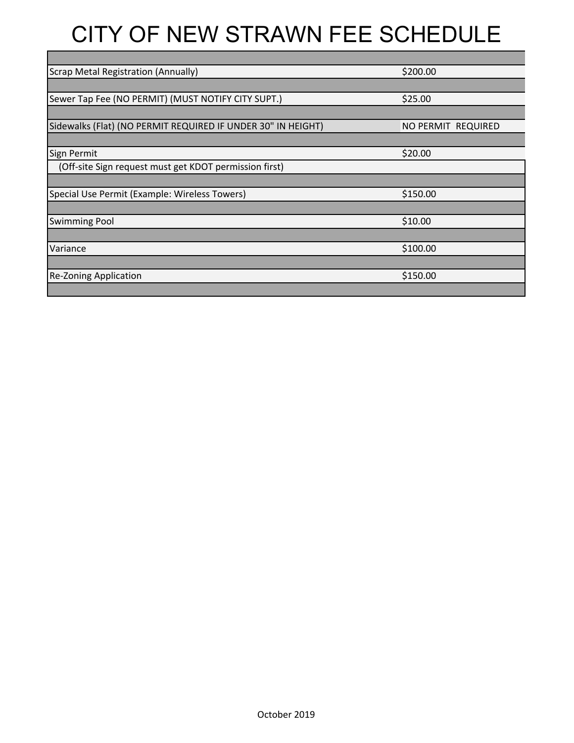# CITY OF NEW STRAWN FEE SCHEDULE

| | |
|---|---|
| Scrap Metal Registration (Annually) | $200.00 |
| | |
| Sewer Tap Fee (NO PERMIT) (MUST NOTIFY CITY SUPT.) | $25.00 |
| | |
| Sidewalks (Flat) (NO PERMIT REQUIRED IF UNDER 30" IN HEIGHT) | NO PERMIT REQUIRED |
| | |
| Sign Permit | $20.00 |
| (Off-site Sign request must get KDOT permission first) | |
| | |
| Special Use Permit (Example: Wireless Towers) | $150.00 |
| | |
| Swimming Pool | $10.00 |
| | |
| Variance | $100.00 |
| | |
| Re-Zoning Application | $150.00 |
| | |

October 2019